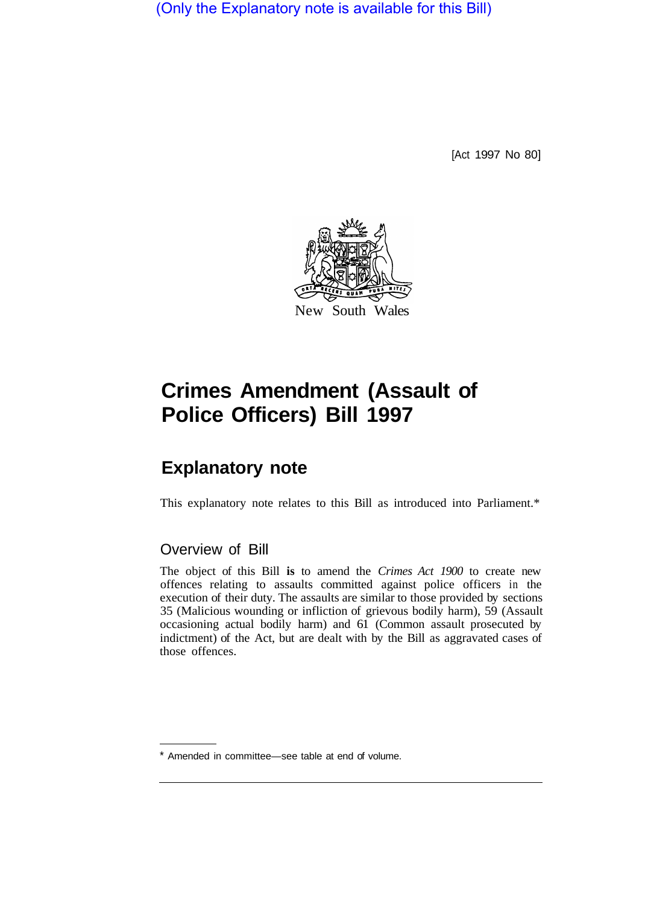(Only the Explanatory note is available for this Bill)

[Act 1997 No 80]

New South Wales

# Crimes Amendment (Assault of Police Officers) Bill 1997

## Explanatory note

This explanatory note relates to this Bill as introduced into Parliament.*

### Overview of Bill

The object of this Bill **is** to amend the *Crimes Act 1900* to create new offences relating to assaults committed against police officers in the execution of their duty. The assaults are similar to those provided by sections 35 (Malicious wounding or infliction of grievous bodily harm), 59 (Assault occasioning actual bodily harm) and 61 (Common assault prosecuted by indictment) of the Act, but are dealt with by the Bill as aggravated cases of those offences.

* Amended in committee—see table at end of volume.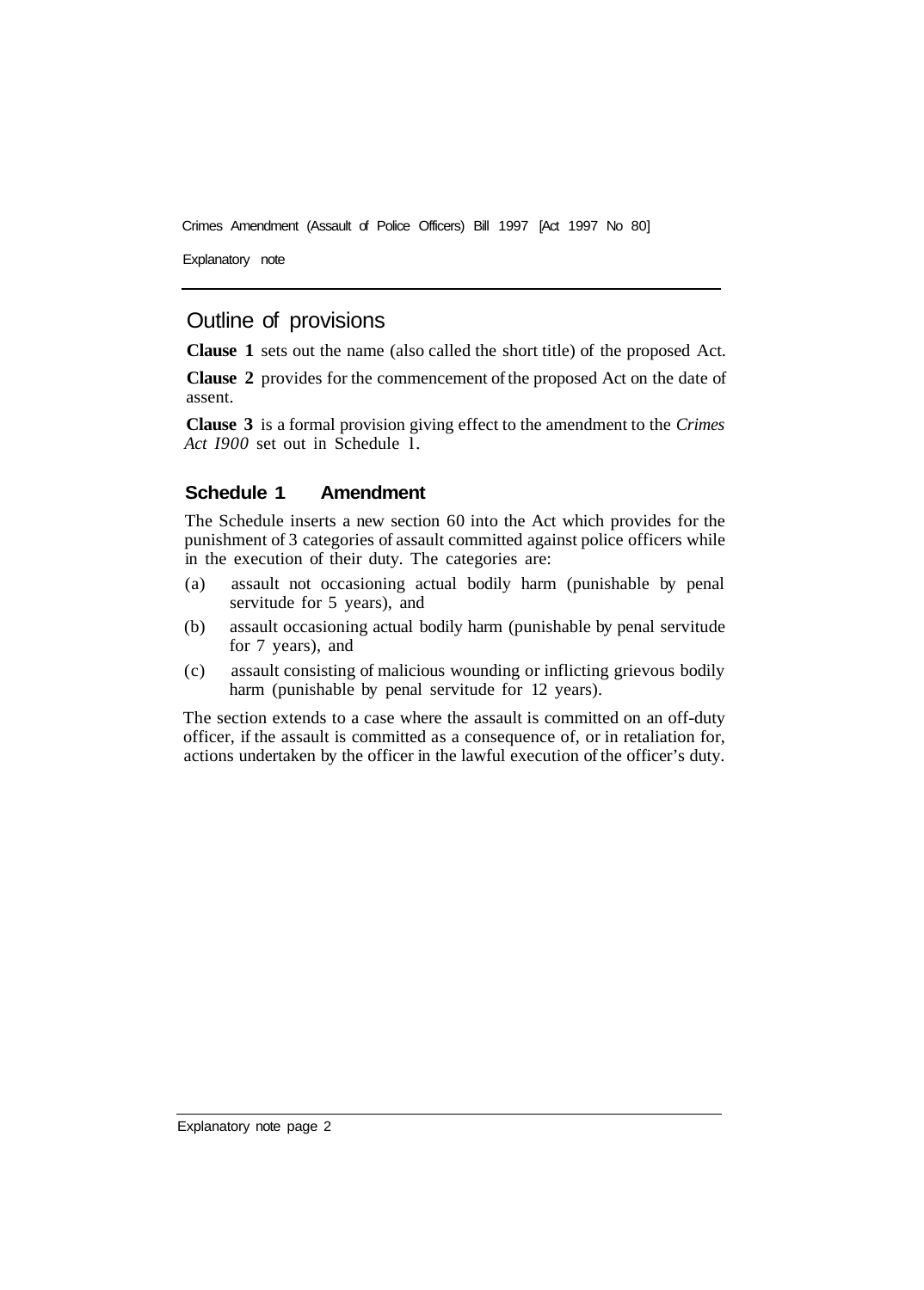## Outline of provisions

**Clause 1** sets out the name (also called the short title) of the proposed Act.

**Clause 2** provides for the commencement of the proposed Act on the date of assent.

**Clause 3** is a formal provision giving effect to the amendment to the *Crimes Act I900* set out in Schedule 1.

### Schedule 1 Amendment

The Schedule inserts a new section 60 into the Act which provides for the punishment of 3 categories of assault committed against police officers while in the execution of their duty. The categories are:

(a) assault not occasioning actual bodily harm (punishable by penal servitude for 5 years), and

(b) assault occasioning actual bodily harm (punishable by penal servitude for 7 years), and

(c) assault consisting of malicious wounding or inflicting grievous bodily harm (punishable by penal servitude for 12 years).

The section extends to a case where the assault is committed on an off-duty officer, if the assault is committed as a consequence of, or in retaliation for, actions undertaken by the officer in the lawful execution of the officer's duty.